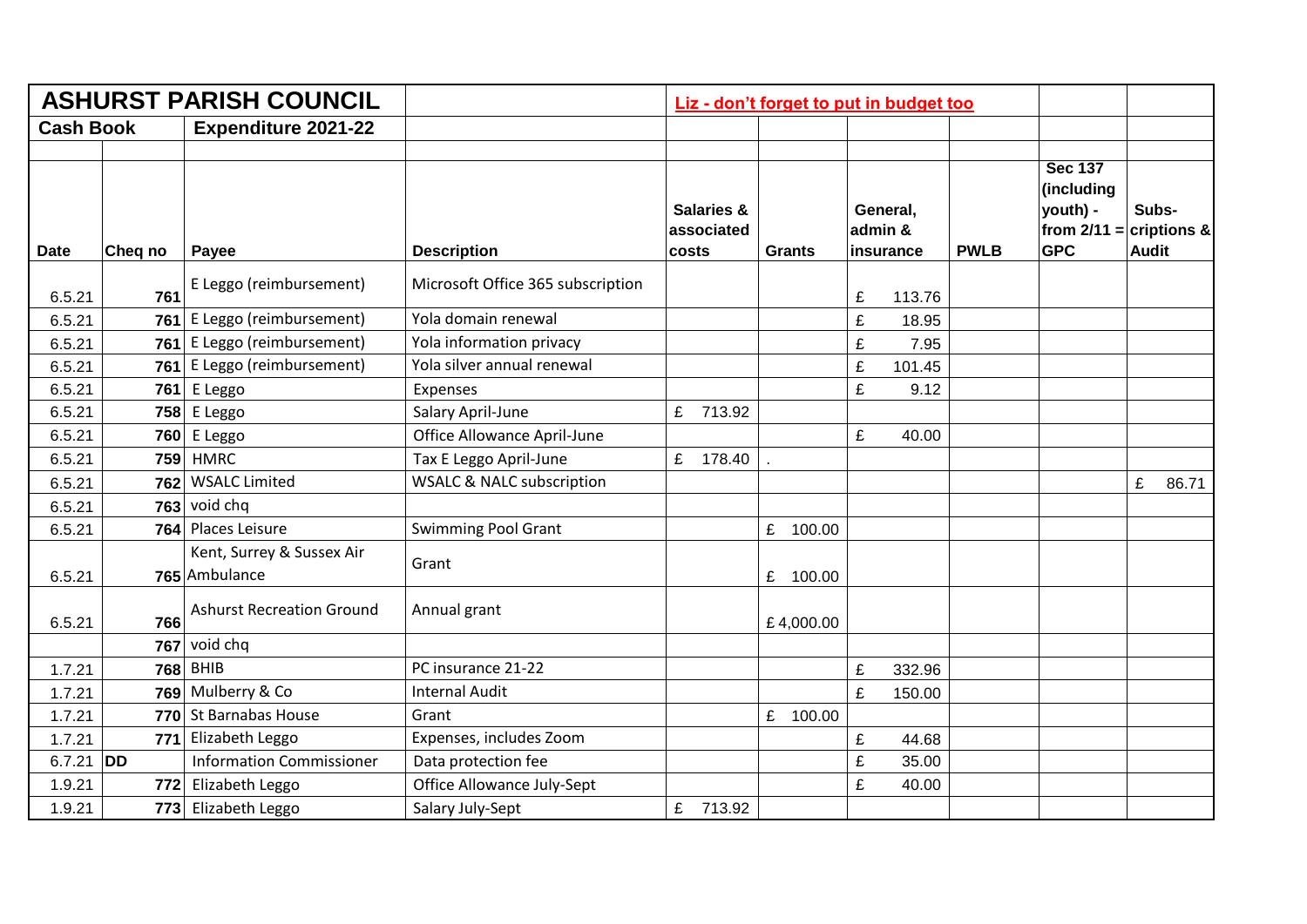| ASHURST PARISH COUNCIL | | | | Liz - don't forget to put in budget too | | | | | |
|---|---|---|---|---|---|---|---|---|---|
| **Cash Book** | | **Expenditure 2021-22** | | | | | | | |
| **Date** | **Cheq no** | **Payee** | **Description** | **Salaries & associated costs** | **Grants** | **General, admin & insurance** | **PWLB** | **Sec 137 (including youth) - from 2/11 = GPC** | **Subs-criptions & Audit** |
| 6.5.21 | 761 | E Leggo (reimbursement) | Microsoft Office 365 subscription | | | £ 113.76 | | | |
| 6.5.21 | 761 | E Leggo (reimbursement) | Yola domain renewal | | | £ 18.95 | | | |
| 6.5.21 | 761 | E Leggo (reimbursement) | Yola information privacy | | | £ 7.95 | | | |
| 6.5.21 | 761 | E Leggo (reimbursement) | Yola silver annual renewal | | | £ 101.45 | | | |
| 6.5.21 | 761 | E Leggo | Expenses | | | £ 9.12 | | | |
| 6.5.21 | 758 | E Leggo | Salary April-June | £ 713.92 | | | | | |
| 6.5.21 | 760 | E Leggo | Office Allowance April-June | | | £ 40.00 | | | |
| 6.5.21 | 759 | HMRC | Tax E Leggo April-June | £ 178.40 | . | | | | |
| 6.5.21 | 762 | WSALC Limited | WSALC & NALC subscription | | | | | | £ 86.71 |
| 6.5.21 | 763 | void chq | | | | | | | |
| 6.5.21 | 764 | Places Leisure | Swimming Pool Grant | | £ 100.00 | | | | |
| 6.5.21 | 765 | Kent, Surrey & Sussex Air Ambulance | Grant | | £ 100.00 | | | | |
| 6.5.21 | 766 | Ashurst Recreation Ground | Annual grant | | £ 4,000.00 | | | | |
| | 767 | void chq | | | | | | | |
| 1.7.21 | 768 | BHIB | PC insurance 21-22 | | | £ 332.96 | | | |
| 1.7.21 | 769 | Mulberry & Co | Internal Audit | | | £ 150.00 | | | |
| 1.7.21 | 770 | St Barnabas House | Grant | | £ 100.00 | | | | |
| 1.7.21 | 771 | Elizabeth Leggo | Expenses, includes Zoom | | | £ 44.68 | | | |
| 6.7.21 | DD | Information Commissioner | Data protection fee | | | £ 35.00 | | | |
| 1.9.21 | 772 | Elizabeth Leggo | Office Allowance July-Sept | | | £ 40.00 | | | |
| 1.9.21 | 773 | Elizabeth Leggo | Salary July-Sept | £ 713.92 | | | | | |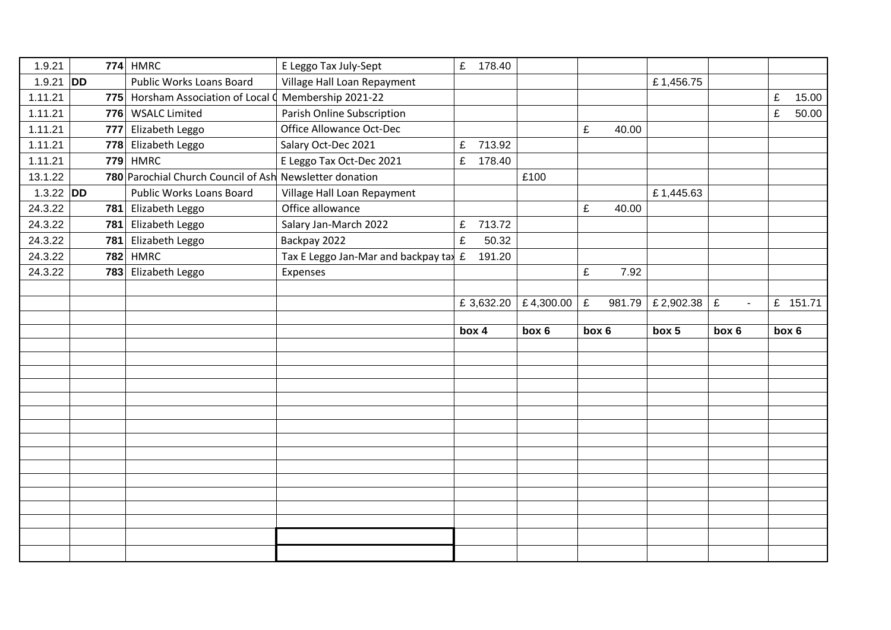| | | | | | | | | | |
|---|---|---|---|---|---|---|---|---|---|
| 1.9.21 | 774 | HMRC | E Leggo Tax July-Sept | £ 178.40 | | | | | |
| 1.9.21 | DD | Public Works Loans Board | Village Hall Loan Repayment | | | | £ 1,456.75 | | |
| 1.11.21 | 775 | Horsham Association of Local C | Membership 2021-22 | | | | | | £ 15.00 |
| 1.11.21 | 776 | WSALC Limited | Parish Online Subscription | | | | | | £ 50.00 |
| 1.11.21 | 777 | Elizabeth Leggo | Office Allowance Oct-Dec | | | £ 40.00 | | | |
| 1.11.21 | 778 | Elizabeth Leggo | Salary Oct-Dec 2021 | £ 713.92 | | | | | |
| 1.11.21 | 779 | HMRC | E Leggo Tax Oct-Dec 2021 | £ 178.40 | | | | | |
| 13.1.22 | 780 | Parochial Church Council of Ash | Newsletter donation | | £100 | | | | |
| 1.3.22 | DD | Public Works Loans Board | Village Hall Loan Repayment | | | | £ 1,445.63 | | |
| 24.3.22 | 781 | Elizabeth Leggo | Office allowance | | | £ 40.00 | | | |
| 24.3.22 | 781 | Elizabeth Leggo | Salary Jan-March 2022 | £ 713.72 | | | | | |
| 24.3.22 | 781 | Elizabeth Leggo | Backpay 2022 | £ 50.32 | | | | | |
| 24.3.22 | 782 | HMRC | Tax E Leggo Jan-Mar and backpay tax | £ 191.20 | | | | | |
| 24.3.22 | 783 | Elizabeth Leggo | Expenses | | | £ 7.92 | | | |
| | | | | | | | | | |
| | | | | £ 3,632.20 | £ 4,300.00 | £ 981.79 | £ 2,902.38 | £ - | £ 151.71 |
| | | | | | | | | | |
| | | | | **box 4** | **box 6** | **box 6** | **box 5** | **box 6** | **box 6** |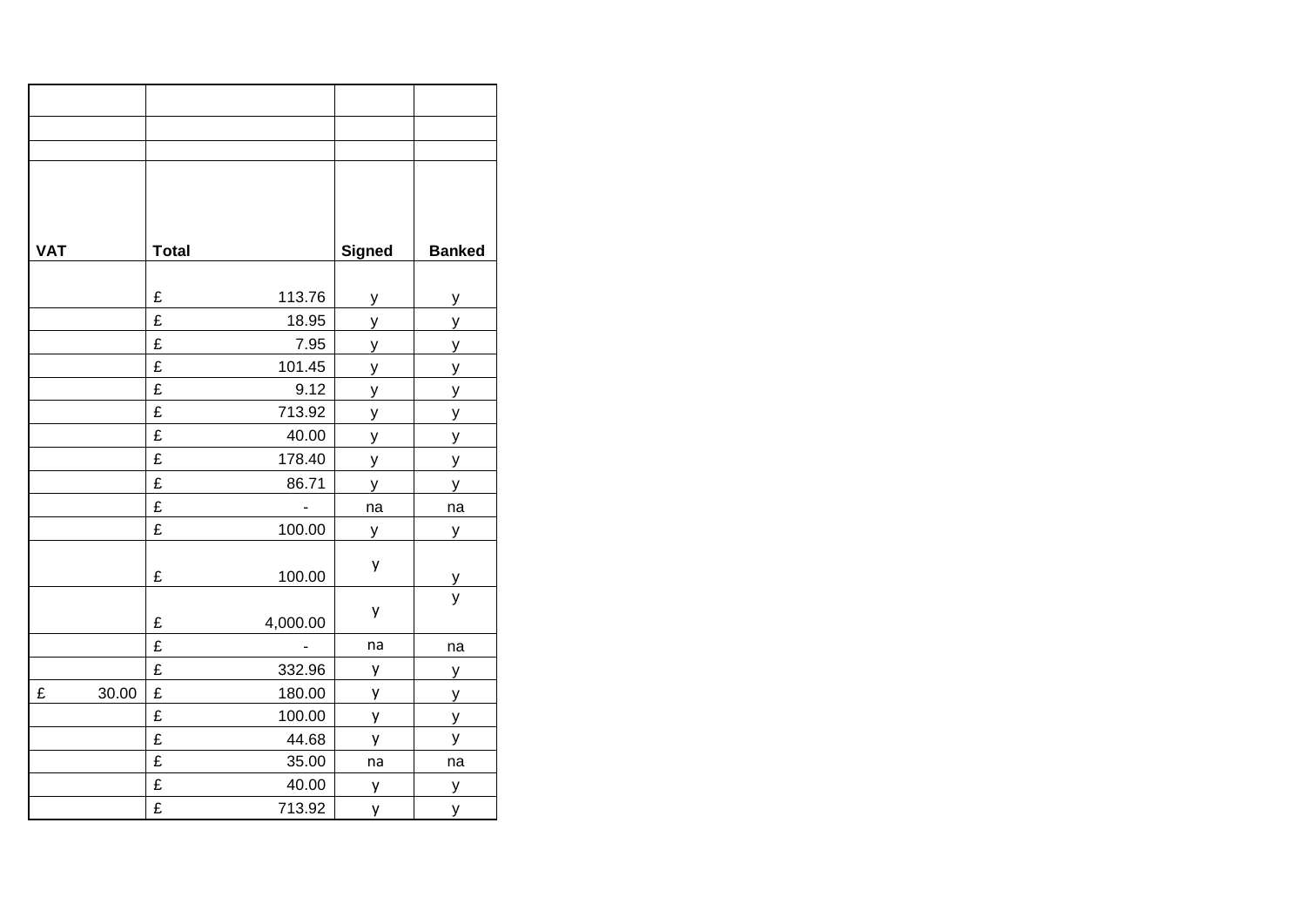| VAT | Total | Signed | Banked |
|---|---|---|---|
| | £ 113.76 | y | y |
| | £ 18.95 | y | y |
| | £ 7.95 | y | y |
| | £ 101.45 | y | y |
| | £ 9.12 | y | y |
| | £ 713.92 | y | y |
| | £ 40.00 | y | y |
| | £ 178.40 | y | y |
| | £ 86.71 | y | y |
| | £ - | na | na |
| | £ 100.00 | y | y |
| | £ 100.00 | y | y |
| | £ 4,000.00 | y | y |
| | £ - | na | na |
| | £ 332.96 | y | y |
| £ 30.00 | £ 180.00 | y | y |
| | £ 100.00 | y | y |
| | £ 44.68 | y | y |
| | £ 35.00 | na | na |
| | £ 40.00 | y | y |
| | £ 713.92 | y | y |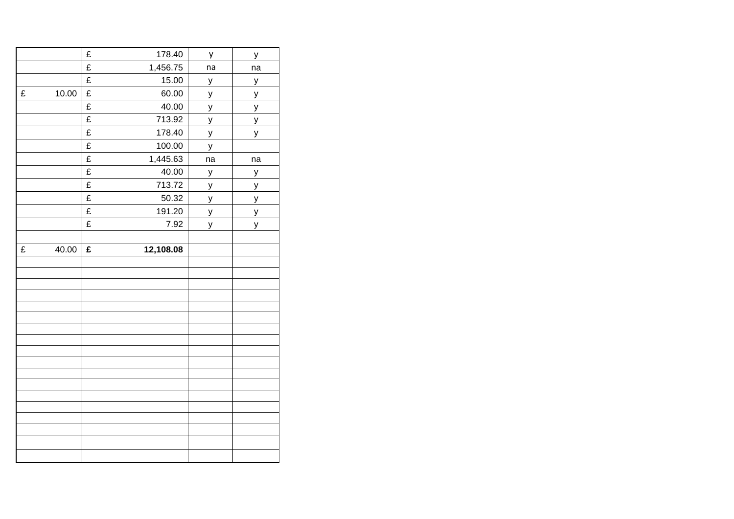| | | | |
|---|---|---|---|
| | £ 178.40 | y | y |
| | £ 1,456.75 | na | na |
| | £ 15.00 | y | y |
| £ 10.00 | £ 60.00 | y | y |
| | £ 40.00 | y | y |
| | £ 713.92 | y | y |
| | £ 178.40 | y | y |
| | £ 100.00 | y | |
| | £ 1,445.63 | na | na |
| | £ 40.00 | y | y |
| | £ 713.72 | y | y |
| | £ 50.32 | y | y |
| | £ 191.20 | y | y |
| | £ 7.92 | y | y |
| | | | |
| £ 40.00 | **£ 12,108.08** | | |
| | | | |
| | | | |
| | | | |
| | | | |
| | | | |
| | | | |
| | | | |
| | | | |
| | | | |
| | | | |
| | | | |
| | | | |
| | | | |
| | | | |
| | | | |
| | | | |
| | | | |
| | | | |